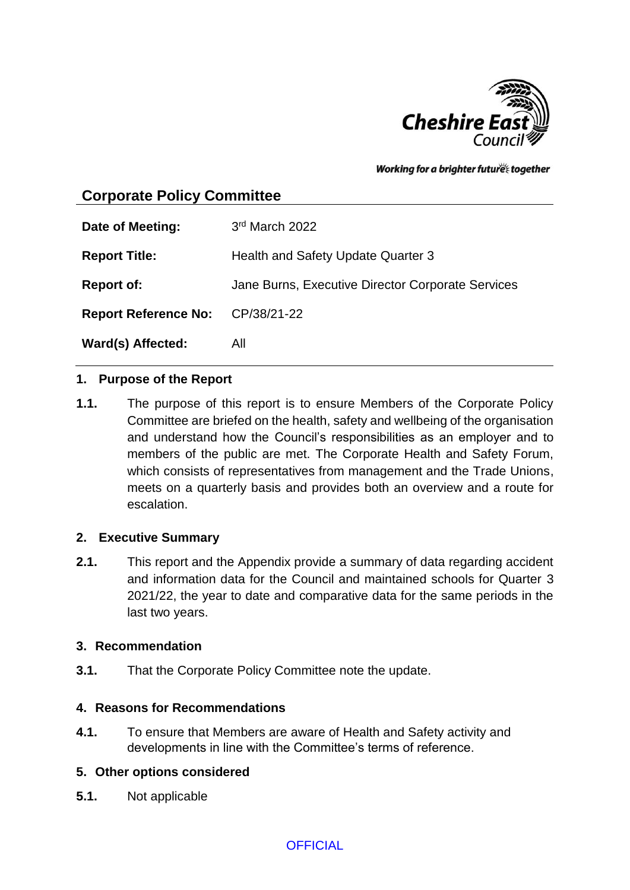Working for a brighter future together

## Corporate Policy Committee

| | |
|---|---|
| **Date of Meeting:** | 3rd March 2022 |
| **Report Title:** | Health and Safety Update Quarter 3 |
| **Report of:** | Jane Burns, Executive Director Corporate Services |
| **Report Reference No:** | CP/38/21-22 |
| **Ward(s) Affected:** | All |

### 1. Purpose of the Report

**1.1.** The purpose of this report is to ensure Members of the Corporate Policy Committee are briefed on the health, safety and wellbeing of the organisation and understand how the Council's responsibilities as an employer and to members of the public are met. The Corporate Health and Safety Forum, which consists of representatives from management and the Trade Unions, meets on a quarterly basis and provides both an overview and a route for escalation.

### 2. Executive Summary

**2.1.** This report and the Appendix provide a summary of data regarding accident and information data for the Council and maintained schools for Quarter 3 2021/22, the year to date and comparative data for the same periods in the last two years.

### 3. Recommendation

**3.1.** That the Corporate Policy Committee note the update.

### 4. Reasons for Recommendations

**4.1.** To ensure that Members are aware of Health and Safety activity and developments in line with the Committee's terms of reference.

### 5. Other options considered

**5.1.** Not applicable

OFFICIAL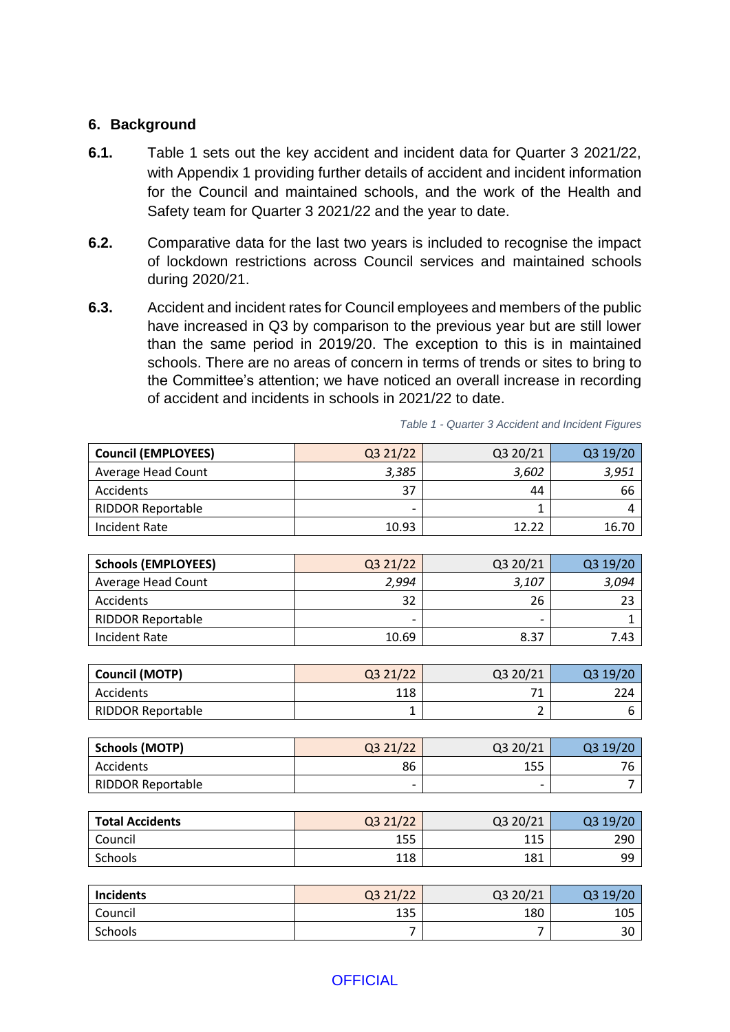## 6. Background

**6.1.** Table 1 sets out the key accident and incident data for Quarter 3 2021/22, with Appendix 1 providing further details of accident and incident information for the Council and maintained schools, and the work of the Health and Safety team for Quarter 3 2021/22 and the year to date.

**6.2.** Comparative data for the last two years is included to recognise the impact of lockdown restrictions across Council services and maintained schools during 2020/21.

**6.3.** Accident and incident rates for Council employees and members of the public have increased in Q3 by comparison to the previous year but are still lower than the same period in 2019/20. The exception to this is in maintained schools. There are no areas of concern in terms of trends or sites to bring to the Committee's attention; we have noticed an overall increase in recording of accident and incidents in schools in 2021/22 to date.

*Table 1 - Quarter 3 Accident and Incident Figures*

| Council (EMPLOYEES) | Q3 21/22 | Q3 20/21 | Q3 19/20 |
|---|---|---|---|
| Average Head Count | *3,385* | *3,602* | *3,951* |
| Accidents | 37 | 44 | 66 |
| RIDDOR Reportable | - | 1 | 4 |
| Incident Rate | 10.93 | 12.22 | 16.70 |

| Schools (EMPLOYEES) | Q3 21/22 | Q3 20/21 | Q3 19/20 |
|---|---|---|---|
| Average Head Count | *2,994* | *3,107* | *3,094* |
| Accidents | 32 | 26 | 23 |
| RIDDOR Reportable | - | - | 1 |
| Incident Rate | 10.69 | 8.37 | 7.43 |

| Council (MOTP) | Q3 21/22 | Q3 20/21 | Q3 19/20 |
|---|---|---|---|
| Accidents | 118 | 71 | 224 |
| RIDDOR Reportable | 1 | 2 | 6 |

| Schools (MOTP) | Q3 21/22 | Q3 20/21 | Q3 19/20 |
|---|---|---|---|
| Accidents | 86 | 155 | 76 |
| RIDDOR Reportable | - | - | 7 |

| Total Accidents | Q3 21/22 | Q3 20/21 | Q3 19/20 |
|---|---|---|---|
| Council | 155 | 115 | 290 |
| Schools | 118 | 181 | 99 |

| Incidents | Q3 21/22 | Q3 20/21 | Q3 19/20 |
|---|---|---|---|
| Council | 135 | 180 | 105 |
| Schools | 7 | 7 | 30 |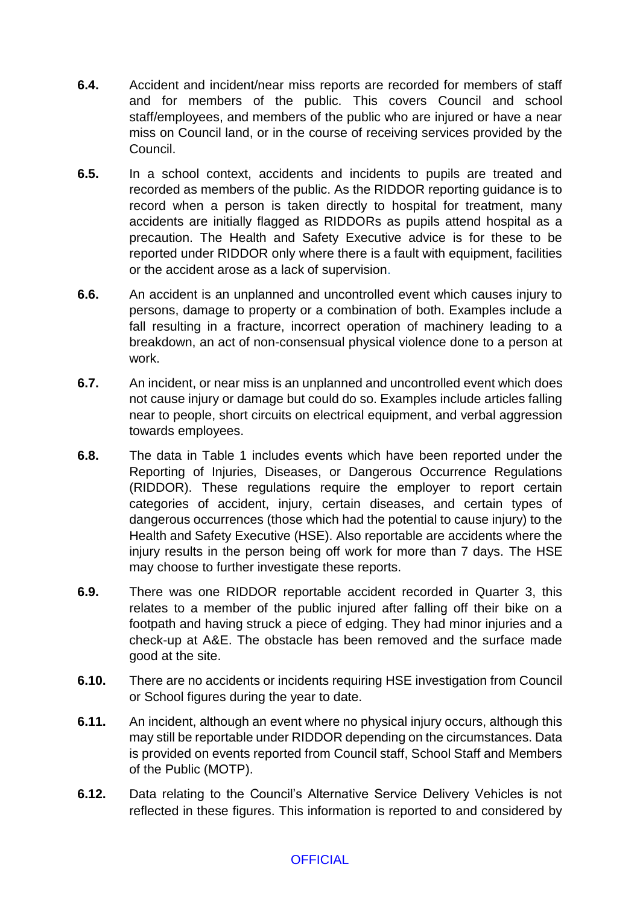**6.4.** Accident and incident/near miss reports are recorded for members of staff and for members of the public. This covers Council and school staff/employees, and members of the public who are injured or have a near miss on Council land, or in the course of receiving services provided by the Council.

**6.5.** In a school context, accidents and incidents to pupils are treated and recorded as members of the public. As the RIDDOR reporting guidance is to record when a person is taken directly to hospital for treatment, many accidents are initially flagged as RIDDORs as pupils attend hospital as a precaution. The Health and Safety Executive advice is for these to be reported under RIDDOR only where there is a fault with equipment, facilities or the accident arose as a lack of supervision.

**6.6.** An accident is an unplanned and uncontrolled event which causes injury to persons, damage to property or a combination of both. Examples include a fall resulting in a fracture, incorrect operation of machinery leading to a breakdown, an act of non-consensual physical violence done to a person at work.

**6.7.** An incident, or near miss is an unplanned and uncontrolled event which does not cause injury or damage but could do so. Examples include articles falling near to people, short circuits on electrical equipment, and verbal aggression towards employees.

**6.8.** The data in Table 1 includes events which have been reported under the Reporting of Injuries, Diseases, or Dangerous Occurrence Regulations (RIDDOR). These regulations require the employer to report certain categories of accident, injury, certain diseases, and certain types of dangerous occurrences (those which had the potential to cause injury) to the Health and Safety Executive (HSE). Also reportable are accidents where the injury results in the person being off work for more than 7 days. The HSE may choose to further investigate these reports.

**6.9.** There was one RIDDOR reportable accident recorded in Quarter 3, this relates to a member of the public injured after falling off their bike on a footpath and having struck a piece of edging. They had minor injuries and a check-up at A&E. The obstacle has been removed and the surface made good at the site.

**6.10.** There are no accidents or incidents requiring HSE investigation from Council or School figures during the year to date.

**6.11.** An incident, although an event where no physical injury occurs, although this may still be reportable under RIDDOR depending on the circumstances. Data is provided on events reported from Council staff, School Staff and Members of the Public (MOTP).

**6.12.** Data relating to the Council's Alternative Service Delivery Vehicles is not reflected in these figures. This information is reported to and considered by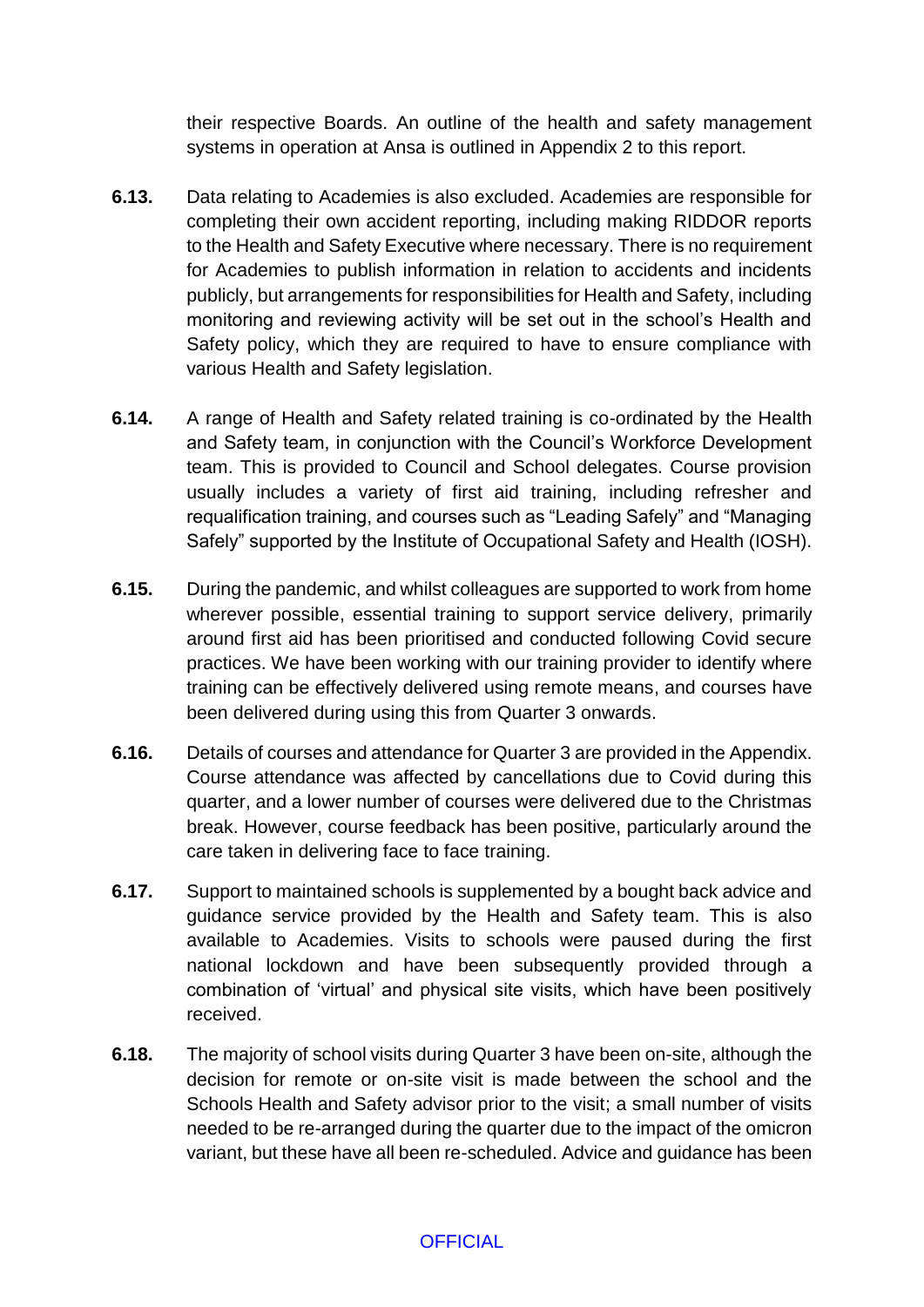their respective Boards. An outline of the health and safety management systems in operation at Ansa is outlined in Appendix 2 to this report.

**6.13.** Data relating to Academies is also excluded. Academies are responsible for completing their own accident reporting, including making RIDDOR reports to the Health and Safety Executive where necessary. There is no requirement for Academies to publish information in relation to accidents and incidents publicly, but arrangements for responsibilities for Health and Safety, including monitoring and reviewing activity will be set out in the school's Health and Safety policy, which they are required to have to ensure compliance with various Health and Safety legislation.

**6.14.** A range of Health and Safety related training is co-ordinated by the Health and Safety team, in conjunction with the Council's Workforce Development team. This is provided to Council and School delegates. Course provision usually includes a variety of first aid training, including refresher and requalification training, and courses such as "Leading Safely" and "Managing Safely" supported by the Institute of Occupational Safety and Health (IOSH).

**6.15.** During the pandemic, and whilst colleagues are supported to work from home wherever possible, essential training to support service delivery, primarily around first aid has been prioritised and conducted following Covid secure practices. We have been working with our training provider to identify where training can be effectively delivered using remote means, and courses have been delivered during using this from Quarter 3 onwards.

**6.16.** Details of courses and attendance for Quarter 3 are provided in the Appendix. Course attendance was affected by cancellations due to Covid during this quarter, and a lower number of courses were delivered due to the Christmas break. However, course feedback has been positive, particularly around the care taken in delivering face to face training.

**6.17.** Support to maintained schools is supplemented by a bought back advice and guidance service provided by the Health and Safety team. This is also available to Academies. Visits to schools were paused during the first national lockdown and have been subsequently provided through a combination of 'virtual' and physical site visits, which have been positively received.

**6.18.** The majority of school visits during Quarter 3 have been on-site, although the decision for remote or on-site visit is made between the school and the Schools Health and Safety advisor prior to the visit; a small number of visits needed to be re-arranged during the quarter due to the impact of the omicron variant, but these have all been re-scheduled. Advice and guidance has been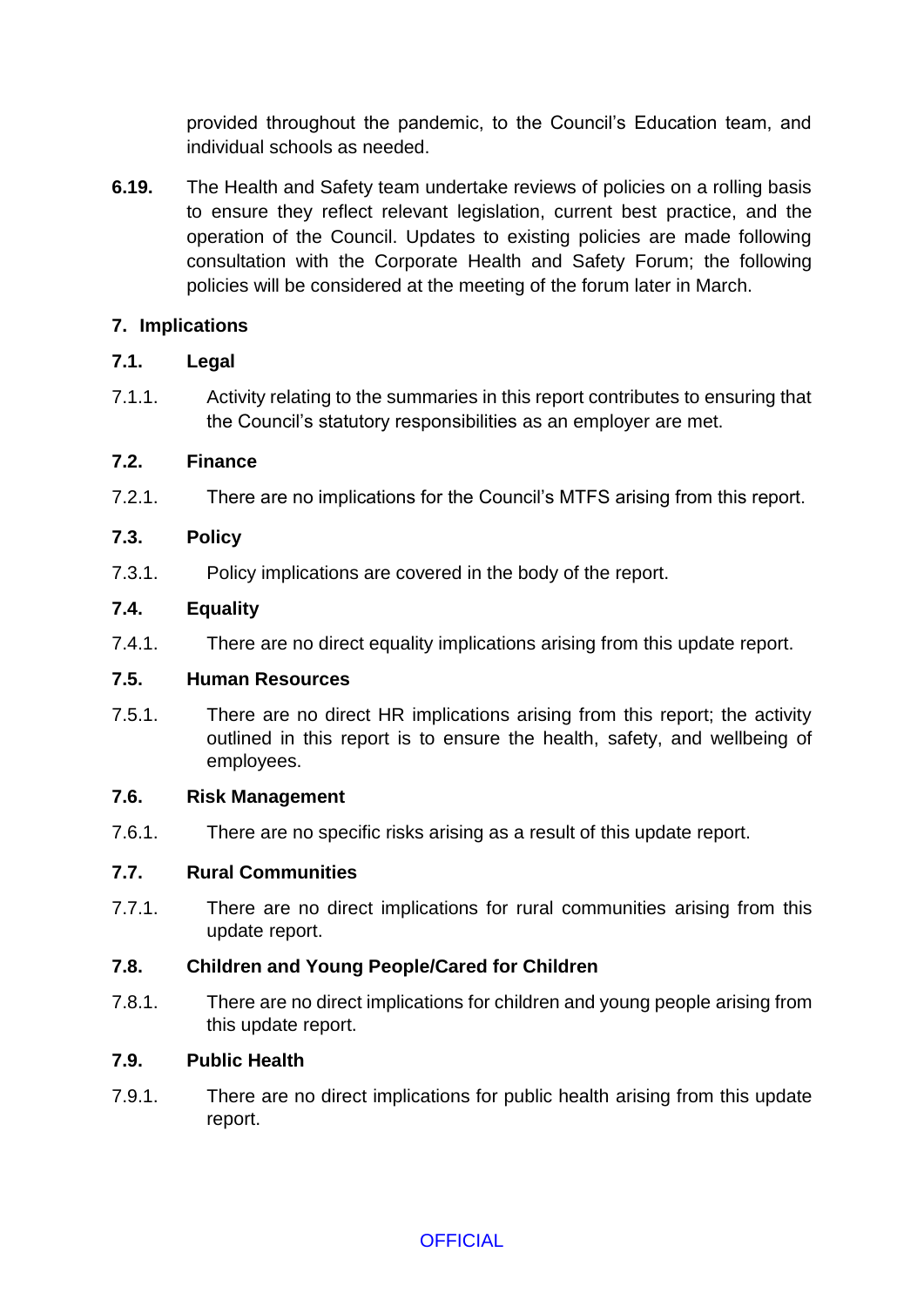provided throughout the pandemic, to the Council's Education team, and individual schools as needed.

**6.19.** The Health and Safety team undertake reviews of policies on a rolling basis to ensure they reflect relevant legislation, current best practice, and the operation of the Council. Updates to existing policies are made following consultation with the Corporate Health and Safety Forum; the following policies will be considered at the meeting of the forum later in March.

## 7. Implications

### 7.1. Legal

7.1.1. Activity relating to the summaries in this report contributes to ensuring that the Council's statutory responsibilities as an employer are met.

### 7.2. Finance

7.2.1. There are no implications for the Council's MTFS arising from this report.

### 7.3. Policy

7.3.1. Policy implications are covered in the body of the report.

### 7.4. Equality

7.4.1. There are no direct equality implications arising from this update report.

### 7.5. Human Resources

7.5.1. There are no direct HR implications arising from this report; the activity outlined in this report is to ensure the health, safety, and wellbeing of employees.

### 7.6. Risk Management

7.6.1. There are no specific risks arising as a result of this update report.

### 7.7. Rural Communities

7.7.1. There are no direct implications for rural communities arising from this update report.

### 7.8. Children and Young People/Cared for Children

7.8.1. There are no direct implications for children and young people arising from this update report.

### 7.9. Public Health

7.9.1. There are no direct implications for public health arising from this update report.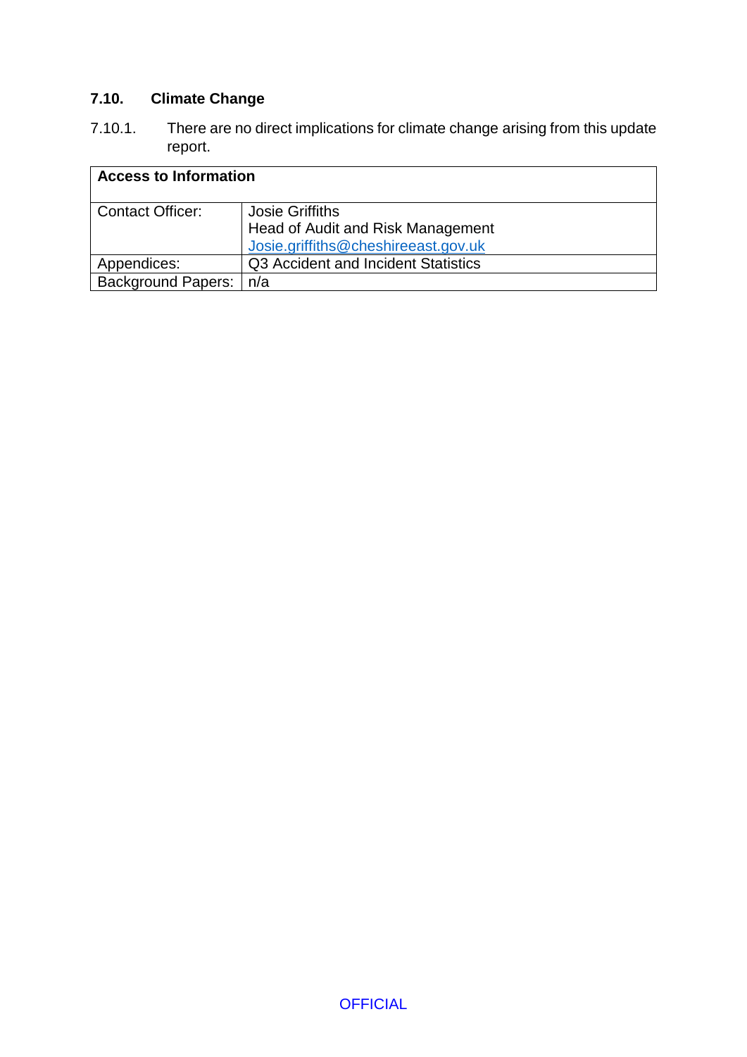### 7.10. Climate Change

7.10.1. There are no direct implications for climate change arising from this update report.

| Access to Information | |
|---|---|
| Contact Officer: | Josie Griffiths<br>Head of Audit and Risk Management<br>Josie.griffiths@cheshireeast.gov.uk |
| Appendices: | Q3 Accident and Incident Statistics |
| Background Papers: | n/a |

OFFICIAL